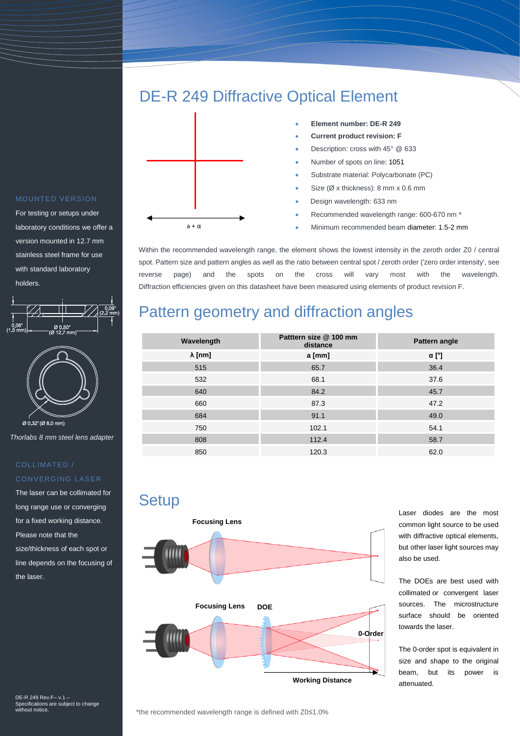# DE-R 249 Diffractive Optical Element

- **Element number: DE-R 249**
- **Current product revision: F**
- Description: cross with 45° @ 633
- Number of spots on line: 1051
- Substrate material: Polycarbonate (PC)
- Size (Ø x thickness): 8 mm x 0.6 mm
- Design wavelength: 633 nm
- Recommended wavelength range: 600-670 nm *
- Minimum recommended beam diameter: 1.5-2 mm

a + α

Within the recommended wavelength range, the element shows the lowest intensity in the zeroth order Z0 / central spot. Pattern size and pattern angles as well as the ratio between central spot / zeroth order ('zero order intensity', see reverse page) and the spots on the cross will vary most with the wavelength. Diffraction efficiencies given on this datasheet have been measured using elements of product revision F.

## Pattern geometry and diffraction angles

| Wavelength | Patttern size @ 100 mm distance | Pattern angle |
|---|---|---|
| λ [nm] | a [mm] | α [°] |
| 515 | 65.7 | 36.4 |
| 532 | 68.1 | 37.6 |
| 640 | 84.2 | 45.7 |
| 660 | 87.3 | 47.2 |
| 684 | 91.1 | 49.0 |
| 750 | 102.1 | 54.1 |
| 808 | 112.4 | 58.7 |
| 850 | 120.3 | 62.0 |

## Setup

Focusing Lens

Focusing Lens DOE 0-Order

Working Distance

Laser diodes are the most common light source to be used with diffractive optical elements, but other laser light sources may also be used.

The DOEs are best used with collimated or convergent laser sources. The microstructure surface should be oriented towards the laser.

The 0-order spot is equivalent in size and shape to the original beam, but its power is attenuated.

### MOUNTED VERSION

For testing or setups under laboratory conditions we offer a version mounted in 12.7 mm stainless steel frame for use with standard laboratory holders.

0,09" (2,2 mm) 0,06" (1,5 mm) Ø 0,50" (Ø 12,7 mm) Ø 0,32" (Ø 8,0 mm)

*Thorlabs 8 mm steel lens adapter*

### COLLIMATED / CONVERGING LASER

The laser can be collimated for long range use or converging for a fixed working distance. Please note that the size/thickness of each spot or line depends on the focusing of the laser.

DE-R 249 Rev.F– v.1 – Specifications are subject to change without notice.

*the recommended wavelength range is defined with Z0≤1.0%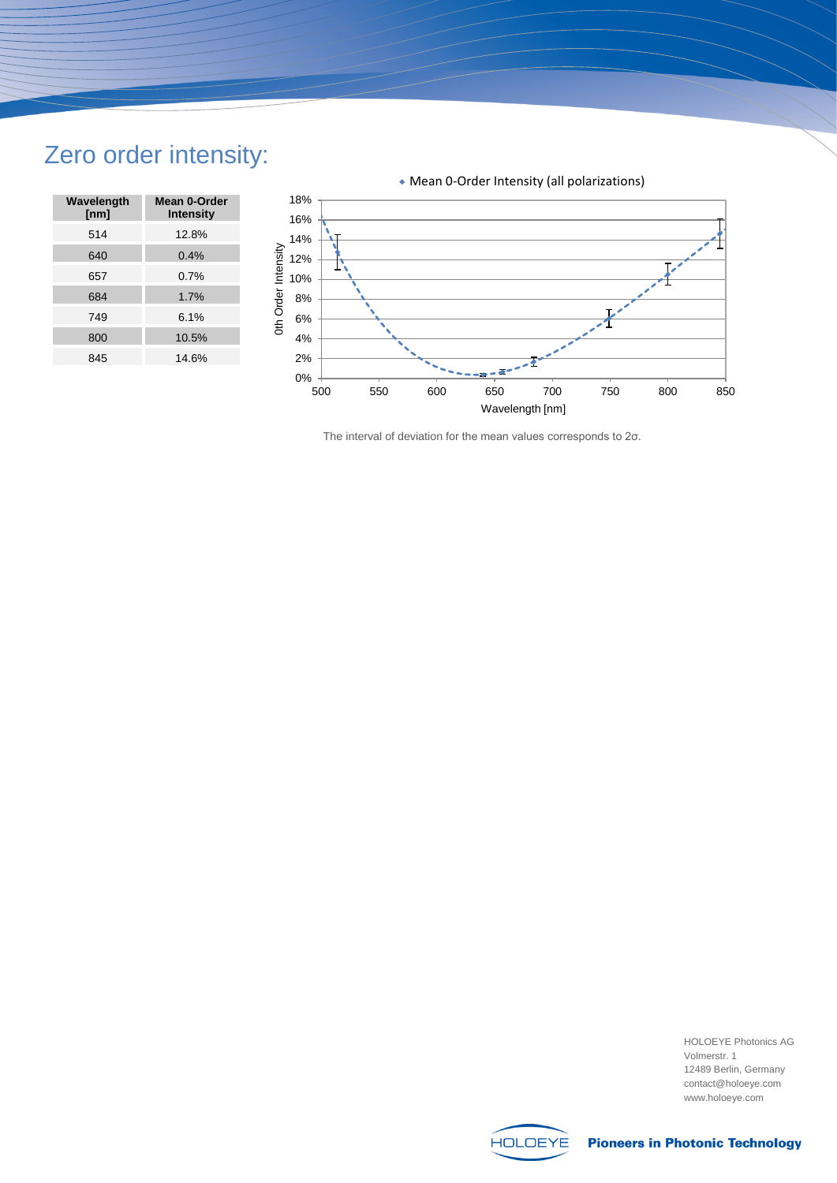# Zero order intensity:

| Wavelength [nm] | Mean 0-Order Intensity |
|---|---|
| 514 | 12.8% |
| 640 | 0.4% |
| 657 | 0.7% |
| 684 | 1.7% |
| 749 | 6.1% |
| 800 | 10.5% |
| 845 | 14.6% |

Mean 0-Order Intensity (all polarizations)

0th Order Intensity

18%
16%
14%
12%
10%
8%
6%
4%
2%
0%

500 550 600 650 700 750 800 850

Wavelength [nm]

The interval of deviation for the mean values corresponds to 2σ.

HOLOEYE Photonics AG
Volmerstr. 1
12489 Berlin, Germany
contact@holoeye.com
www.holoeye.com

HOLOEYE **Pioneers in Photonic Technology**